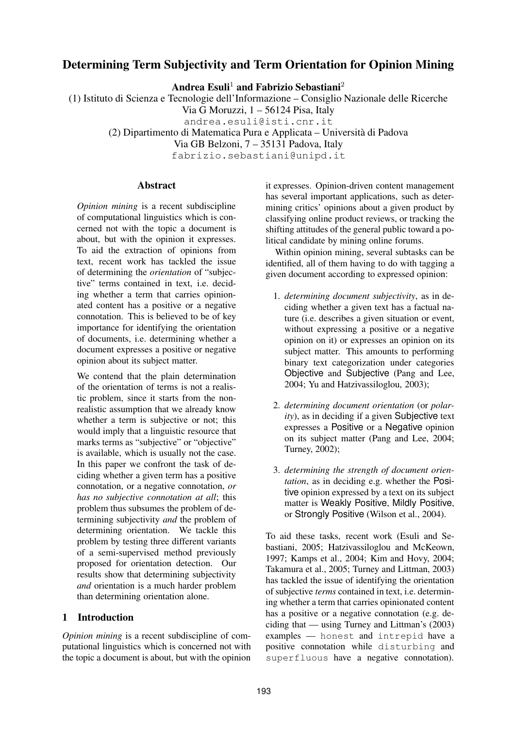# Determining Term Subjectivity and Term Orientation for Opinion Mining

**Andrea Esuli**[1] **and Fabrizio Sebastiani**[2]

(1) Istituto di Scienza e Tecnologie dell'Informazione – Consiglio Nazionale delle Ricerche
Via G Moruzzi, 1 – 56124 Pisa, Italy
andrea.esuli@isti.cnr.it

(2) Dipartimento di Matematica Pura e Applicata – Università di Padova
Via GB Belzoni, 7 – 35131 Padova, Italy
fabrizio.sebastiani@unipd.it

## Abstract

*Opinion mining* is a recent subdiscipline of computational linguistics which is concerned not with the topic a document is about, but with the opinion it expresses. To aid the extraction of opinions from text, recent work has tackled the issue of determining the *orientation* of "subjective" terms contained in text, i.e. deciding whether a term that carries opinionated content has a positive or a negative connotation. This is believed to be of key importance for identifying the orientation of documents, i.e. determining whether a document expresses a positive or negative opinion about its subject matter.

We contend that the plain determination of the orientation of terms is not a realistic problem, since it starts from the non-realistic assumption that we already know whether a term is subjective or not; this would imply that a linguistic resource that marks terms as "subjective" or "objective" is available, which is usually not the case. In this paper we confront the task of deciding whether a given term has a positive connotation, or a negative connotation, *or has no subjective connotation at all*; this problem thus subsumes the problem of determining subjectivity *and* the problem of determining orientation. We tackle this problem by testing three different variants of a semi-supervised method previously proposed for orientation detection. Our results show that determining subjectivity *and* orientation is a much harder problem than determining orientation alone.

## 1 Introduction

*Opinion mining* is a recent subdiscipline of computational linguistics which is concerned not with the topic a document is about, but with the opinion it expresses. Opinion-driven content management has several important applications, such as determining critics' opinions about a given product by classifying online product reviews, or tracking the shifting attitudes of the general public toward a political candidate by mining online forums.

Within opinion mining, several subtasks can be identified, all of them having to do with tagging a given document according to expressed opinion:

1. *determining document subjectivity*, as in deciding whether a given text has a factual nature (i.e. describes a given situation or event, without expressing a positive or a negative opinion on it) or expresses an opinion on its subject matter. This amounts to performing binary text categorization under categories Objective and Subjective (Pang and Lee, 2004; Yu and Hatzivassiloglou, 2003);

2. *determining document orientation* (or *polarity*), as in deciding if a given Subjective text expresses a Positive or a Negative opinion on its subject matter (Pang and Lee, 2004; Turney, 2002);

3. *determining the strength of document orientation*, as in deciding e.g. whether the Positive opinion expressed by a text on its subject matter is Weakly Positive, Mildly Positive, or Strongly Positive (Wilson et al., 2004).

To aid these tasks, recent work (Esuli and Sebastiani, 2005; Hatzivassiloglou and McKeown, 1997; Kamps et al., 2004; Kim and Hovy, 2004; Takamura et al., 2005; Turney and Littman, 2003) has tackled the issue of identifying the orientation of subjective *terms* contained in text, i.e. determining whether a term that carries opinionated content has a positive or a negative connotation (e.g. deciding that — using Turney and Littman's (2003) examples — `honest` and `intrepid` have a positive connotation while `disturbing` and `superfluous` have a negative connotation).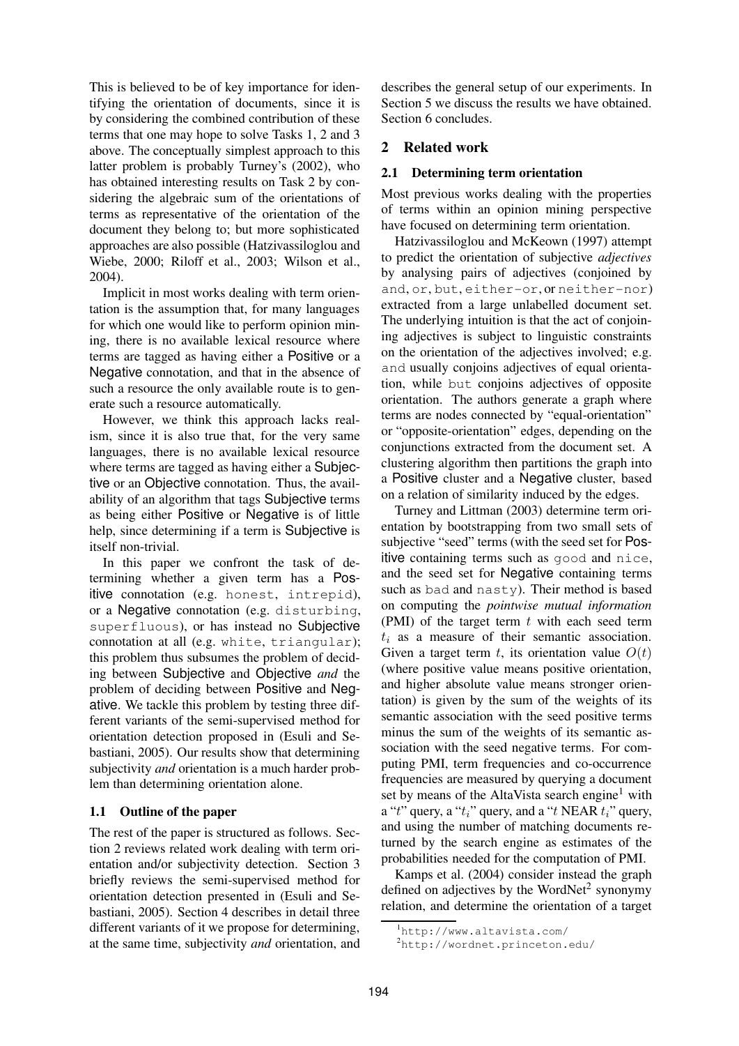This is believed to be of key importance for identifying the orientation of documents, since it is by considering the combined contribution of these terms that one may hope to solve Tasks 1, 2 and 3 above. The conceptually simplest approach to this latter problem is probably Turney's (2002), who has obtained interesting results on Task 2 by considering the algebraic sum of the orientations of terms as representative of the orientation of the document they belong to; but more sophisticated approaches are also possible (Hatzivassiloglou and Wiebe, 2000; Riloff et al., 2003; Wilson et al., 2004).

Implicit in most works dealing with term orientation is the assumption that, for many languages for which one would like to perform opinion mining, there is no available lexical resource where terms are tagged as having either a Positive or a Negative connotation, and that in the absence of such a resource the only available route is to generate such a resource automatically.

However, we think this approach lacks realism, since it is also true that, for the very same languages, there is no available lexical resource where terms are tagged as having either a Subjective or an Objective connotation. Thus, the availability of an algorithm that tags Subjective terms as being either Positive or Negative is of little help, since determining if a term is Subjective is itself non-trivial.

In this paper we confront the task of determining whether a given term has a Positive connotation (e.g. `honest`, `intrepid`), or a Negative connotation (e.g. `disturbing`, `superfluous`), or has instead no Subjective connotation at all (e.g. `white`, `triangular`); this problem thus subsumes the problem of deciding between Subjective and Objective *and* the problem of deciding between Positive and Negative. We tackle this problem by testing three different variants of the semi-supervised method for orientation detection proposed in (Esuli and Sebastiani, 2005). Our results show that determining subjectivity *and* orientation is a much harder problem than determining orientation alone.

### 1.1 Outline of the paper

The rest of the paper is structured as follows. Section 2 reviews related work dealing with term orientation and/or subjectivity detection. Section 3 briefly reviews the semi-supervised method for orientation detection presented in (Esuli and Sebastiani, 2005). Section 4 describes in detail three different variants of it we propose for determining, at the same time, subjectivity *and* orientation, and describes the general setup of our experiments. In Section 5 we discuss the results we have obtained. Section 6 concludes.

## 2 Related work

### 2.1 Determining term orientation

Most previous works dealing with the properties of terms within an opinion mining perspective have focused on determining term orientation.

Hatzivassiloglou and McKeown (1997) attempt to predict the orientation of subjective *adjectives* by analysing pairs of adjectives (conjoined by `and`, `or`, `but`, `either-or`, or `neither-nor`) extracted from a large unlabelled document set. The underlying intuition is that the act of conjoining adjectives is subject to linguistic constraints on the orientation of the adjectives involved; e.g. `and` usually conjoins adjectives of equal orientation, while `but` conjoins adjectives of opposite orientation. The authors generate a graph where terms are nodes connected by "equal-orientation" or "opposite-orientation" edges, depending on the conjunctions extracted from the document set. A clustering algorithm then partitions the graph into a Positive cluster and a Negative cluster, based on a relation of similarity induced by the edges.

Turney and Littman (2003) determine term orientation by bootstrapping from two small sets of subjective "seed" terms (with the seed set for Positive containing terms such as `good` and `nice`, and the seed set for Negative containing terms such as `bad` and `nasty`). Their method is based on computing the *pointwise mutual information* (PMI) of the target term $t$ with each seed term $t_i$ as a measure of their semantic association. Given a target term $t$, its orientation value $O(t)$ (where positive value means positive orientation, and higher absolute value means stronger orientation) is given by the sum of the weights of its semantic association with the seed positive terms minus the sum of the weights of its semantic association with the seed negative terms. For computing PMI, term frequencies and co-occurrence frequencies are measured by querying a document set by means of the AltaVista search engine[1] with a "$t$" query, a "$t_i$" query, and a "$t$ NEAR $t_i$" query, and using the number of matching documents returned by the search engine as estimates of the probabilities needed for the computation of PMI.

Kamps et al. (2004) consider instead the graph defined on adjectives by the WordNet[2] synonymy relation, and determine the orientation of a target

[1] `http://www.altavista.com/`

[2] `http://wordnet.princeton.edu/`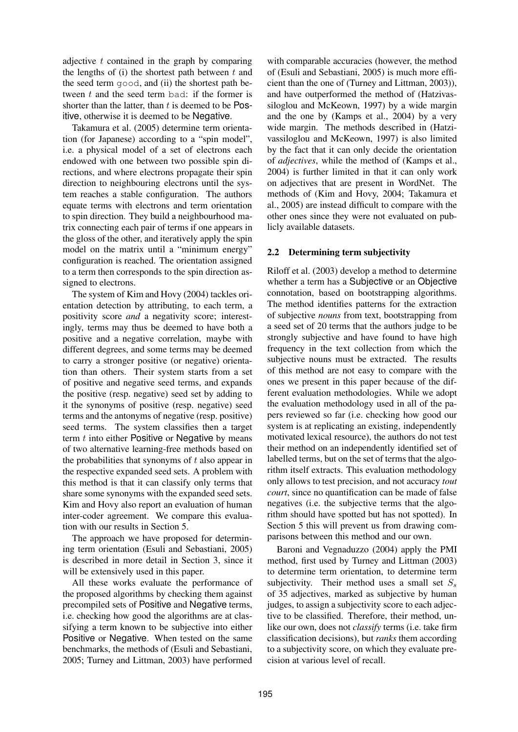adjective $t$ contained in the graph by comparing the lengths of (i) the shortest path between $t$ and the seed term good, and (ii) the shortest path between $t$ and the seed term bad: if the former is shorter than the latter, than $t$ is deemed to be Positive, otherwise it is deemed to be Negative.

Takamura et al. (2005) determine term orientation (for Japanese) according to a "spin model", i.e. a physical model of a set of electrons each endowed with one between two possible spin directions, and where electrons propagate their spin direction to neighbouring electrons until the system reaches a stable configuration. The authors equate terms with electrons and term orientation to spin direction. They build a neighbourhood matrix connecting each pair of terms if one appears in the gloss of the other, and iteratively apply the spin model on the matrix until a "minimum energy" configuration is reached. The orientation assigned to a term then corresponds to the spin direction assigned to electrons.

The system of Kim and Hovy (2004) tackles orientation detection by attributing, to each term, a positivity score *and* a negativity score; interestingly, terms may thus be deemed to have both a positive and a negative correlation, maybe with different degrees, and some terms may be deemed to carry a stronger positive (or negative) orientation than others. Their system starts from a set of positive and negative seed terms, and expands the positive (resp. negative) seed set by adding to it the synonyms of positive (resp. negative) seed terms and the antonyms of negative (resp. positive) seed terms. The system classifies then a target term $t$ into either Positive or Negative by means of two alternative learning-free methods based on the probabilities that synonyms of $t$ also appear in the respective expanded seed sets. A problem with this method is that it can classify only terms that share some synonyms with the expanded seed sets. Kim and Hovy also report an evaluation of human inter-coder agreement. We compare this evaluation with our results in Section 5.

The approach we have proposed for determining term orientation (Esuli and Sebastiani, 2005) is described in more detail in Section 3, since it will be extensively used in this paper.

All these works evaluate the performance of the proposed algorithms by checking them against precompiled sets of Positive and Negative terms, i.e. checking how good the algorithms are at classifying a term known to be subjective into either Positive or Negative. When tested on the same benchmarks, the methods of (Esuli and Sebastiani, 2005; Turney and Littman, 2003) have performed with comparable accuracies (however, the method of (Esuli and Sebastiani, 2005) is much more efficient than the one of (Turney and Littman, 2003)), and have outperformed the method of (Hatzivassiloglou and McKeown, 1997) by a wide margin and the one by (Kamps et al., 2004) by a very wide margin. The methods described in (Hatzivassiloglou and McKeown, 1997) is also limited by the fact that it can only decide the orientation of *adjectives*, while the method of (Kamps et al., 2004) is further limited in that it can only work on adjectives that are present in WordNet. The methods of (Kim and Hovy, 2004; Takamura et al., 2005) are instead difficult to compare with the other ones since they were not evaluated on publicly available datasets.

### 2.2 Determining term subjectivity

Riloff et al. (2003) develop a method to determine whether a term has a Subjective or an Objective connotation, based on bootstrapping algorithms. The method identifies patterns for the extraction of subjective *nouns* from text, bootstrapping from a seed set of 20 terms that the authors judge to be strongly subjective and have found to have high frequency in the text collection from which the subjective nouns must be extracted. The results of this method are not easy to compare with the ones we present in this paper because of the different evaluation methodologies. While we adopt the evaluation methodology used in all of the papers reviewed so far (i.e. checking how good our system is at replicating an existing, independently motivated lexical resource), the authors do not test their method on an independently identified set of labelled terms, but on the set of terms that the algorithm itself extracts. This evaluation methodology only allows to test precision, and not accuracy *tout court*, since no quantification can be made of false negatives (i.e. the subjective terms that the algorithm should have spotted but has not spotted). In Section 5 this will prevent us from drawing comparisons between this method and our own.

Baroni and Vegnaduzzo (2004) apply the PMI method, first used by Turney and Littman (2003) to determine term orientation, to determine term subjectivity. Their method uses a small set $S_s$ of 35 adjectives, marked as subjective by human judges, to assign a subjectivity score to each adjective to be classified. Therefore, their method, unlike our own, does not *classify* terms (i.e. take firm classification decisions), but *ranks* them according to a subjectivity score, on which they evaluate precision at various level of recall.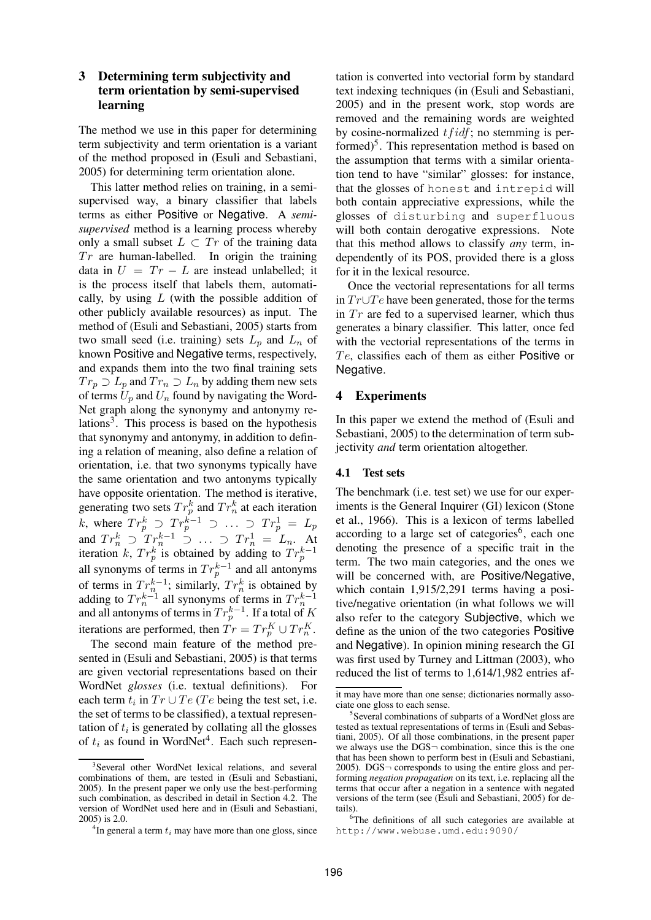## 3 Determining term subjectivity and term orientation by semi-supervised learning

The method we use in this paper for determining term subjectivity and term orientation is a variant of the method proposed in (Esuli and Sebastiani, 2005) for determining term orientation alone.

This latter method relies on training, in a semi-supervised way, a binary classifier that labels terms as either Positive or Negative. A *semi-supervised* method is a learning process whereby only a small subset $L \subset Tr$ of the training data $Tr$ are human-labelled. In origin the training data in $U = Tr - L$ are instead unlabelled; it is the process itself that labels them, automatically, by using $L$ (with the possible addition of other publicly available resources) as input. The method of (Esuli and Sebastiani, 2005) starts from two small seed (i.e. training) sets $L_p$ and $L_n$ of known Positive and Negative terms, respectively, and expands them into the two final training sets $Tr_p \supset L_p$ and $Tr_n \supset L_n$ by adding them new sets of terms $U_p$ and $U_n$ found by navigating the WordNet graph along the synonymy and antonymy relations[3]. This process is based on the hypothesis that synonymy and antonymy, in addition to defining a relation of meaning, also define a relation of orientation, i.e. that two synonyms typically have the same orientation and two antonyms typically have opposite orientation. The method is iterative, generating two sets $Tr_p^k$ and $Tr_n^k$ at each iteration $k$, where $Tr_p^k \supset Tr_p^{k-1} \supset \ldots \supset Tr_p^1 = L_p$ and $Tr_n^k \supset Tr_n^{k-1} \supset \ldots \supset Tr_n^1 = L_n$. At iteration $k$, $Tr_p^k$ is obtained by adding to $Tr_p^{k-1}$ all synonyms of terms in $Tr_p^{k-1}$ and all antonyms of terms in $Tr_n^{k-1}$; similarly, $Tr_n^k$ is obtained by adding to $Tr_n^{k-1}$ all synonyms of terms in $Tr_n^{k-1}$ and all antonyms of terms in $Tr_p^{k-1}$. If a total of $K$ iterations are performed, then $Tr = Tr_p^K \cup Tr_n^K$.

The second main feature of the method presented in (Esuli and Sebastiani, 2005) is that terms are given vectorial representations based on their WordNet *glosses* (i.e. textual definitions). For each term $t_i$ in $Tr \cup Te$ ($Te$ being the test set, i.e. the set of terms to be classified), a textual representation of $t_i$ is generated by collating all the glosses of $t_i$ as found in WordNet[4]. Each such representation is converted into vectorial form by standard text indexing techniques (in (Esuli and Sebastiani, 2005) and in the present work, stop words are removed and the remaining words are weighted by cosine-normalized $tfidf$; no stemming is performed)[5]. This representation method is based on the assumption that terms with a similar orientation tend to have "similar" glosses: for instance, that the glosses of `honest` and `intrepid` will both contain appreciative expressions, while the glosses of `disturbing` and `superfluous` will both contain derogative expressions. Note that this method allows to classify *any* term, independently of its POS, provided there is a gloss for it in the lexical resource.

Once the vectorial representations for all terms in $Tr \cup Te$ have been generated, those for the terms in $Tr$ are fed to a supervised learner, which thus generates a binary classifier. This latter, once fed with the vectorial representations of the terms in $Te$, classifies each of them as either Positive or Negative.

## 4 Experiments

In this paper we extend the method of (Esuli and Sebastiani, 2005) to the determination of term subjectivity *and* term orientation altogether.

### 4.1 Test sets

The benchmark (i.e. test set) we use for our experiments is the General Inquirer (GI) lexicon (Stone et al., 1966). This is a lexicon of terms labelled according to a large set of categories[6], each one denoting the presence of a specific trait in the term. The two main categories, and the ones we will be concerned with, are Positive/Negative, which contain 1,915/2,291 terms having a positive/negative orientation (in what follows we will also refer to the category Subjective, which we define as the union of the two categories Positive and Negative). In opinion mining research the GI was first used by Turney and Littman (2003), who reduced the list of terms to 1,614/1,982 entries af-

---

[3] Several other WordNet lexical relations, and several combinations of them, are tested in (Esuli and Sebastiani, 2005). In the present paper we only use the best-performing such combination, as described in detail in Section 4.2. The version of WordNet used here and in (Esuli and Sebastiani, 2005) is 2.0.

[4] In general a term $t_i$ may have more than one gloss, since it may have more than one sense; dictionaries normally associate one gloss to each sense.

[5] Several combinations of subparts of a WordNet gloss are tested as textual representations of terms in (Esuli and Sebastiani, 2005). Of all those combinations, in the present paper we always use the DGS¬ combination, since this is the one that has been shown to perform best in (Esuli and Sebastiani, 2005). DGS¬ corresponds to using the entire gloss and performing *negation propagation* on its text, i.e. replacing all the terms that occur after a negation in a sentence with negated versions of the term (see (Esuli and Sebastiani, 2005) for details).

[6] The definitions of all such categories are available at `http://www.webuse.umd.edu:9090/`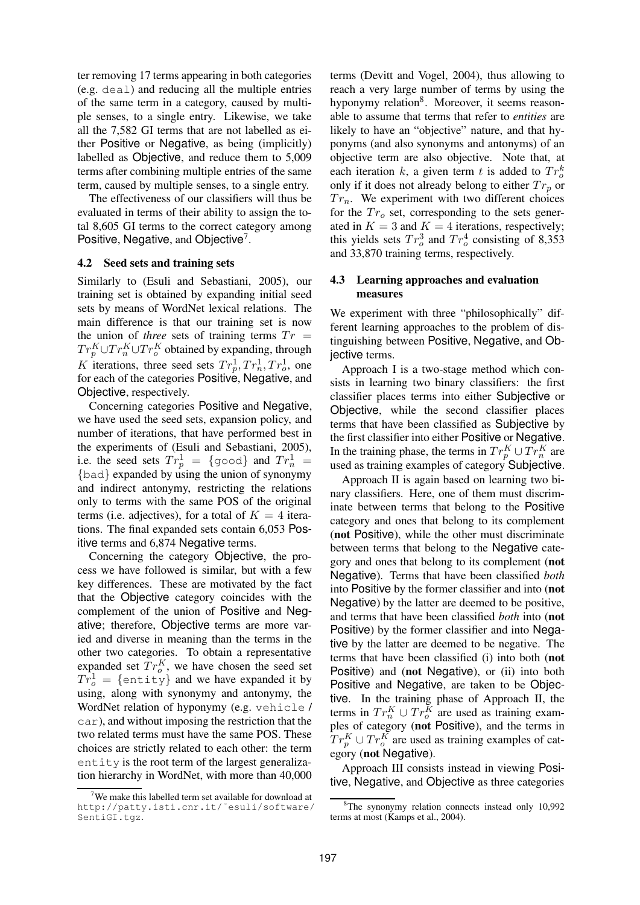ter removing 17 terms appearing in both categories (e.g. `deal`) and reducing all the multiple entries of the same term in a category, caused by multiple senses, to a single entry. Likewise, we take all the 7,582 GI terms that are not labelled as either Positive or Negative, as being (implicitly) labelled as Objective, and reduce them to 5,009 terms after combining multiple entries of the same term, caused by multiple senses, to a single entry.

The effectiveness of our classifiers will thus be evaluated in terms of their ability to assign the total 8,605 GI terms to the correct category among Positive, Negative, and Objective[7].

### 4.2 Seed sets and training sets

Similarly to (Esuli and Sebastiani, 2005), our training set is obtained by expanding initial seed sets by means of WordNet lexical relations. The main difference is that our training set is now the union of *three* sets of training terms $Tr = Tr_p^K \cup Tr_n^K \cup Tr_o^K$ obtained by expanding, through $K$ iterations, three seed sets $Tr_p^1, Tr_n^1, Tr_o^1$, one for each of the categories Positive, Negative, and Objective, respectively.

Concerning categories Positive and Negative, we have used the seed sets, expansion policy, and number of iterations, that have performed best in the experiments of (Esuli and Sebastiani, 2005), i.e. the seed sets $Tr_p^1 = \{\texttt{good}\}$ and $Tr_n^1 = \{\texttt{bad}\}$ expanded by using the union of synonymy and indirect antonymy, restricting the relations only to terms with the same POS of the original terms (i.e. adjectives), for a total of $K = 4$ iterations. The final expanded sets contain 6,053 Positive terms and 6,874 Negative terms.

Concerning the category Objective, the process we have followed is similar, but with a few key differences. These are motivated by the fact that the Objective category coincides with the complement of the union of Positive and Negative; therefore, Objective terms are more varied and diverse in meaning than the terms in the other two categories. To obtain a representative expanded set $Tr_o^K$, we have chosen the seed set $Tr_o^1 = \{\texttt{entity}\}$ and we have expanded it by using, along with synonymy and antonymy, the WordNet relation of hyponymy (e.g. `vehicle` / `car`), and without imposing the restriction that the two related terms must have the same POS. These choices are strictly related to each other: the term `entity` is the root term of the largest generalization hierarchy in WordNet, with more than 40,000 terms (Devitt and Vogel, 2004), thus allowing to reach a very large number of terms by using the hyponymy relation[8]. Moreover, it seems reasonable to assume that terms that refer to *entities* are likely to have an "objective" nature, and that hyponyms (and also synonyms and antonyms) of an objective term are also objective. Note that, at each iteration $k$, a given term $t$ is added to $Tr_o^k$ only if it does not already belong to either $Tr_p$ or $Tr_n$. We experiment with two different choices for the $Tr_o$ set, corresponding to the sets generated in $K = 3$ and $K = 4$ iterations, respectively; this yields sets $Tr_o^3$ and $Tr_o^4$ consisting of 8,353 and 33,870 training terms, respectively.

### 4.3 Learning approaches and evaluation measures

We experiment with three "philosophically" different learning approaches to the problem of distinguishing between Positive, Negative, and Objective terms.

Approach I is a two-stage method which consists in learning two binary classifiers: the first classifier places terms into either Subjective or Objective, while the second classifier places terms that have been classified as Subjective by the first classifier into either Positive or Negative. In the training phase, the terms in $Tr_p^K \cup Tr_n^K$ are used as training examples of category Subjective.

Approach II is again based on learning two binary classifiers. Here, one of them must discriminate between terms that belong to the Positive category and ones that belong to its complement (**not** Positive), while the other must discriminate between terms that belong to the Negative category and ones that belong to its complement (**not** Negative). Terms that have been classified *both* into Positive by the former classifier and into (**not** Negative) by the latter are deemed to be positive, and terms that have been classified *both* into (**not** Positive) by the former classifier and into Negative by the latter are deemed to be negative. The terms that have been classified (i) into both (**not** Positive) and (**not** Negative), or (ii) into both Positive and Negative, are taken to be Objective. In the training phase of Approach II, the terms in $Tr_n^K \cup Tr_o^K$ are used as training examples of category (**not** Positive), and the terms in $Tr_p^K \cup Tr_o^K$ are used as training examples of category (**not** Negative).

Approach III consists instead in viewing Positive, Negative, and Objective as three categories

[7]We make this labelled term set available for download at http://patty.isti.cnr.it/~esuli/software/SentiGI.tgz.

[8]The synonymy relation connects instead only 10,992 terms at most (Kamps et al., 2004).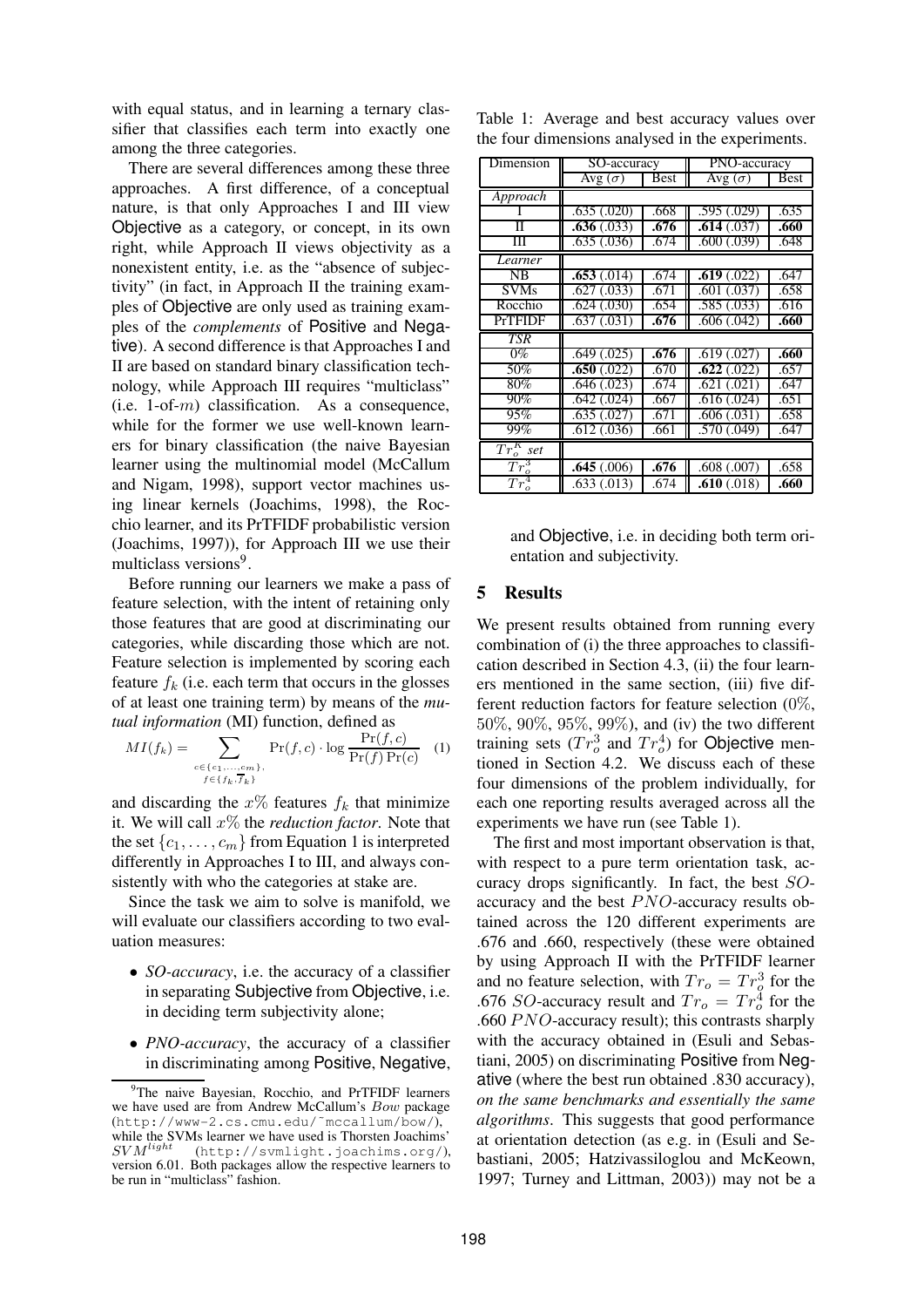with equal status, and in learning a ternary classifier that classifies each term into exactly one among the three categories.

There are several differences among these three approaches. A first difference, of a conceptual nature, is that only Approaches I and III view Objective as a category, or concept, in its own right, while Approach II views objectivity as a nonexistent entity, i.e. as the "absence of subjectivity" (in fact, in Approach II the training examples of Objective are only used as training examples of the *complements* of Positive and Negative). A second difference is that Approaches I and II are based on standard binary classification technology, while Approach III requires "multiclass" (i.e. 1-of-$m$) classification. As a consequence, while for the former we use well-known learners for binary classification (the naive Bayesian learner using the multinomial model (McCallum and Nigam, 1998), support vector machines using linear kernels (Joachims, 1998), the Rocchio learner, and its PrTFIDF probabilistic version (Joachims, 1997)), for Approach III we use their multiclass versions[9].

Before running our learners we make a pass of feature selection, with the intent of retaining only those features that are good at discriminating our categories, while discarding those which are not. Feature selection is implemented by scoring each feature $f_k$ (i.e. each term that occurs in the glosses of at least one training term) by means of the *mutual information* (MI) function, defined as

$$MI(f_k) = \sum_{\substack{c \in \{c_1, \ldots, c_m\}, \\ f \in \{f_k, \overline{f}_k\}}} \Pr(f, c) \cdot \log \frac{\Pr(f, c)}{\Pr(f)\Pr(c)} \quad (1)$$

and discarding the $x\%$ features $f_k$ that minimize it. We will call $x\%$ the *reduction factor*. Note that the set $\{c_1, \ldots, c_m\}$ from Equation 1 is interpreted differently in Approaches I to III, and always consistently with who the categories at stake are.

Since the task we aim to solve is manifold, we will evaluate our classifiers according to two evaluation measures:

- *SO-accuracy*, i.e. the accuracy of a classifier in separating Subjective from Objective, i.e. in deciding term subjectivity alone;
- *PNO-accuracy*, the accuracy of a classifier in discriminating among Positive, Negative, and Objective, i.e. in deciding both term orientation and subjectivity.

[9] The naive Bayesian, Rocchio, and PrTFIDF learners we have used are from Andrew McCallum's *Bow* package (http://www-2.cs.cmu.edu/~mccallum/bow/), while the SVMs learner we have used is Thorsten Joachims' $SVM^{light}$ (http://svmlight.joachims.org/), version 6.01. Both packages allow the respective learners to be run in "multiclass" fashion.

Table 1: Average and best accuracy values over the four dimensions analysed in the experiments.

| Dimension | SO-accuracy | | PNO-accuracy | |
|---|---|---|---|---|
| | Avg ($\sigma$) | Best | Avg ($\sigma$) | Best |
| *Approach* | | | | |
| I | .635 (.020) | .668 | .595 (.029) | .635 |
| II | **.636** (.033) | **.676** | **.614** (.037) | **.660** |
| III | .635 (.036) | .674 | .600 (.039) | .648 |
| *Learner* | | | | |
| NB | **.653** (.014) | .674 | **.619** (.022) | .647 |
| SVMs | .627 (.033) | .671 | .601 (.037) | .658 |
| Rocchio | .624 (.030) | .654 | .585 (.033) | .616 |
| PrTFIDF | .637 (.031) | **.676** | .606 (.042) | **.660** |
| *TSR* | | | | |
| 0% | .649 (.025) | **.676** | .619 (.027) | **.660** |
| 50% | **.650** (.022) | .670 | **.622** (.022) | .657 |
| 80% | .646 (.023) | .674 | .621 (.021) | .647 |
| 90% | .642 (.024) | .667 | .616 (.024) | .651 |
| 95% | .635 (.027) | .671 | .606 (.031) | .658 |
| 99% | .612 (.036) | .661 | .570 (.049) | .647 |
| *$Tr_o^K$ set* | | | | |
| $Tr_o^3$ | **.645** (.006) | **.676** | .608 (.007) | .658 |
| $Tr_o^4$ | .633 (.013) | .674 | **.610** (.018) | **.660** |

## 5 Results

We present results obtained from running every combination of (i) the three approaches to classification described in Section 4.3, (ii) the four learners mentioned in the same section, (iii) five different reduction factors for feature selection (0%, 50%, 90%, 95%, 99%), and (iv) the two different training sets ($Tr_o^3$ and $Tr_o^4$) for Objective mentioned in Section 4.2. We discuss each of these four dimensions of the problem individually, for each one reporting results averaged across all the experiments we have run (see Table 1).

The first and most important observation is that, with respect to a pure term orientation task, accuracy drops significantly. In fact, the best $SO$-accuracy and the best $PNO$-accuracy results obtained across the 120 different experiments are .676 and .660, respectively (these were obtained by using Approach II with the PrTFIDF learner and no feature selection, with $Tr_o = Tr_o^3$ for the .676 $SO$-accuracy result and $Tr_o = Tr_o^4$ for the .660 $PNO$-accuracy result); this contrasts sharply with the accuracy obtained in (Esuli and Sebastiani, 2005) on discriminating Positive from Negative (where the best run obtained .830 accuracy), *on the same benchmarks and essentially the same algorithms*. This suggests that good performance at orientation detection (as e.g. in (Esuli and Sebastiani, 2005; Hatzivassiloglou and McKeown, 1997; Turney and Littman, 2003)) may not be a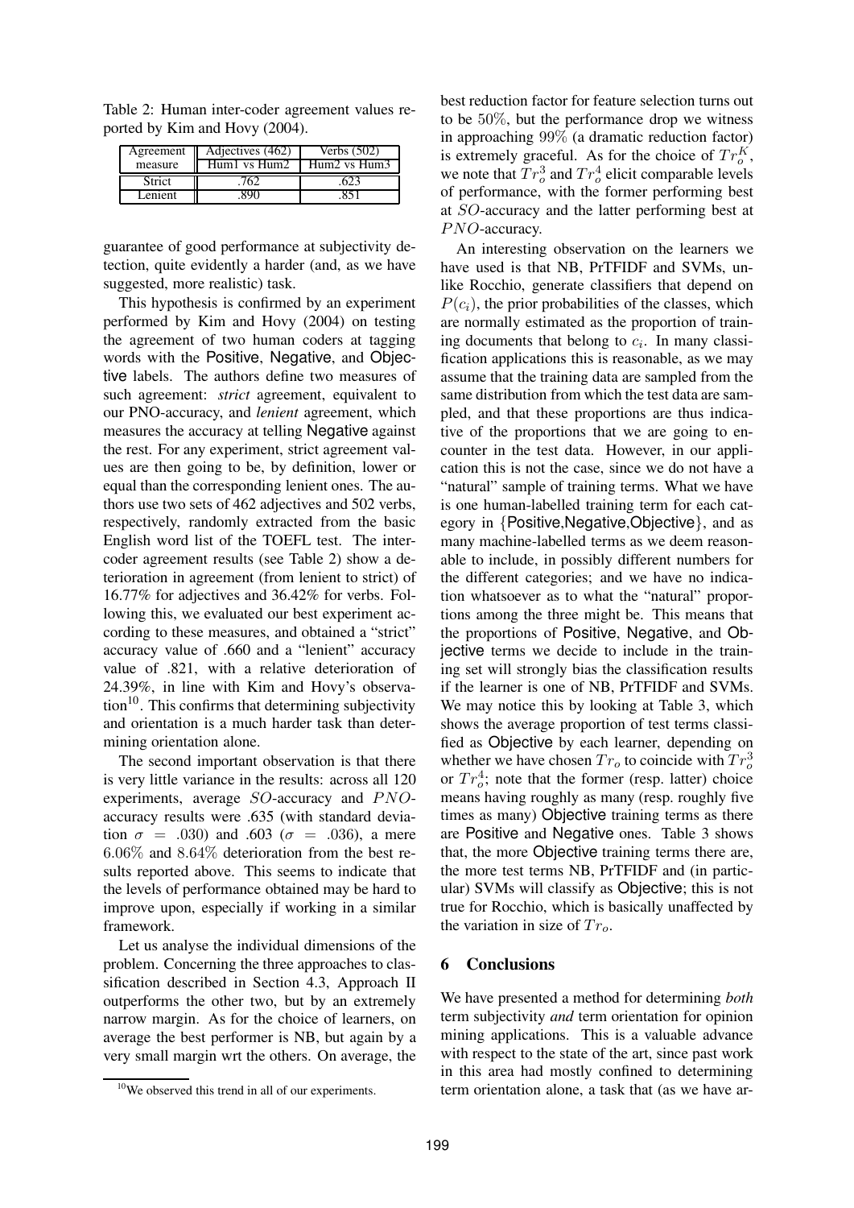Table 2: Human inter-coder agreement values reported by Kim and Hovy (2004).

| Agreement measure | Adjectives (462) Hum1 vs Hum2 | Verbs (502) Hum2 vs Hum3 |
|---|---|---|
| Strict | .762 | .623 |
| Lenient | .890 | .851 |

guarantee of good performance at subjectivity detection, quite evidently a harder (and, as we have suggested, more realistic) task.

This hypothesis is confirmed by an experiment performed by Kim and Hovy (2004) on testing the agreement of two human coders at tagging words with the Positive, Negative, and Objective labels. The authors define two measures of such agreement: *strict* agreement, equivalent to our PNO-accuracy, and *lenient* agreement, which measures the accuracy at telling Negative against the rest. For any experiment, strict agreement values are then going to be, by definition, lower or equal than the corresponding lenient ones. The authors use two sets of 462 adjectives and 502 verbs, respectively, randomly extracted from the basic English word list of the TOEFL test. The inter-coder agreement results (see Table 2) show a deterioration in agreement (from lenient to strict) of 16.77% for adjectives and 36.42% for verbs. Following this, we evaluated our best experiment according to these measures, and obtained a "strict" accuracy value of .660 and a "lenient" accuracy value of .821, with a relative deterioration of 24.39%, in line with Kim and Hovy's observation[10]. This confirms that determining subjectivity and orientation is a much harder task than determining orientation alone.

The second important observation is that there is very little variance in the results: across all 120 experiments, average $SO$-accuracy and $PNO$-accuracy results were .635 (with standard deviation $\sigma = .030$) and .603 ($\sigma = .036$), a mere $6.06\%$ and $8.64\%$ deterioration from the best results reported above. This seems to indicate that the levels of performance obtained may be hard to improve upon, especially if working in a similar framework.

Let us analyse the individual dimensions of the problem. Concerning the three approaches to classification described in Section 4.3, Approach II outperforms the other two, but by an extremely narrow margin. As for the choice of learners, on average the best performer is NB, but again by a very small margin wrt the others. On average, the best reduction factor for feature selection turns out to be $50\%$, but the performance drop we witness in approaching $99\%$ (a dramatic reduction factor) is extremely graceful. As for the choice of $Tr_o^K$, we note that $Tr_o^3$ and $Tr_o^4$ elicit comparable levels of performance, with the former performing best at $SO$-accuracy and the latter performing best at $PNO$-accuracy.

An interesting observation on the learners we have used is that NB, PrTFIDF and SVMs, unlike Rocchio, generate classifiers that depend on $P(c_i)$, the prior probabilities of the classes, which are normally estimated as the proportion of training documents that belong to $c_i$. In many classification applications this is reasonable, as we may assume that the training data are sampled from the same distribution from which the test data are sampled, and that these proportions are thus indicative of the proportions that we are going to encounter in the test data. However, in our application this is not the case, since we do not have a "natural" sample of training terms. What we have is one human-labelled training term for each category in {Positive,Negative,Objective}, and as many machine-labelled terms as we deem reasonable to include, in possibly different numbers for the different categories; and we have no indication whatsoever as to what the "natural" proportions among the three might be. This means that the proportions of Positive, Negative, and Objective terms we decide to include in the training set will strongly bias the classification results if the learner is one of NB, PrTFIDF and SVMs. We may notice this by looking at Table 3, which shows the average proportion of test terms classified as Objective by each learner, depending on whether we have chosen $Tr_o$ to coincide with $Tr_o^3$ or $Tr_o^4$; note that the former (resp. latter) choice means having roughly as many (resp. roughly five times as many) Objective training terms as there are Positive and Negative ones. Table 3 shows that, the more Objective training terms there are, the more test terms NB, PrTFIDF and (in particular) SVMs will classify as Objective; this is not true for Rocchio, which is basically unaffected by the variation in size of $Tr_o$.

## 6 Conclusions

We have presented a method for determining *both* term subjectivity *and* term orientation for opinion mining applications. This is a valuable advance with respect to the state of the art, since past work in this area had mostly confined to determining term orientation alone, a task that (as we have ar-

[10] We observed this trend in all of our experiments.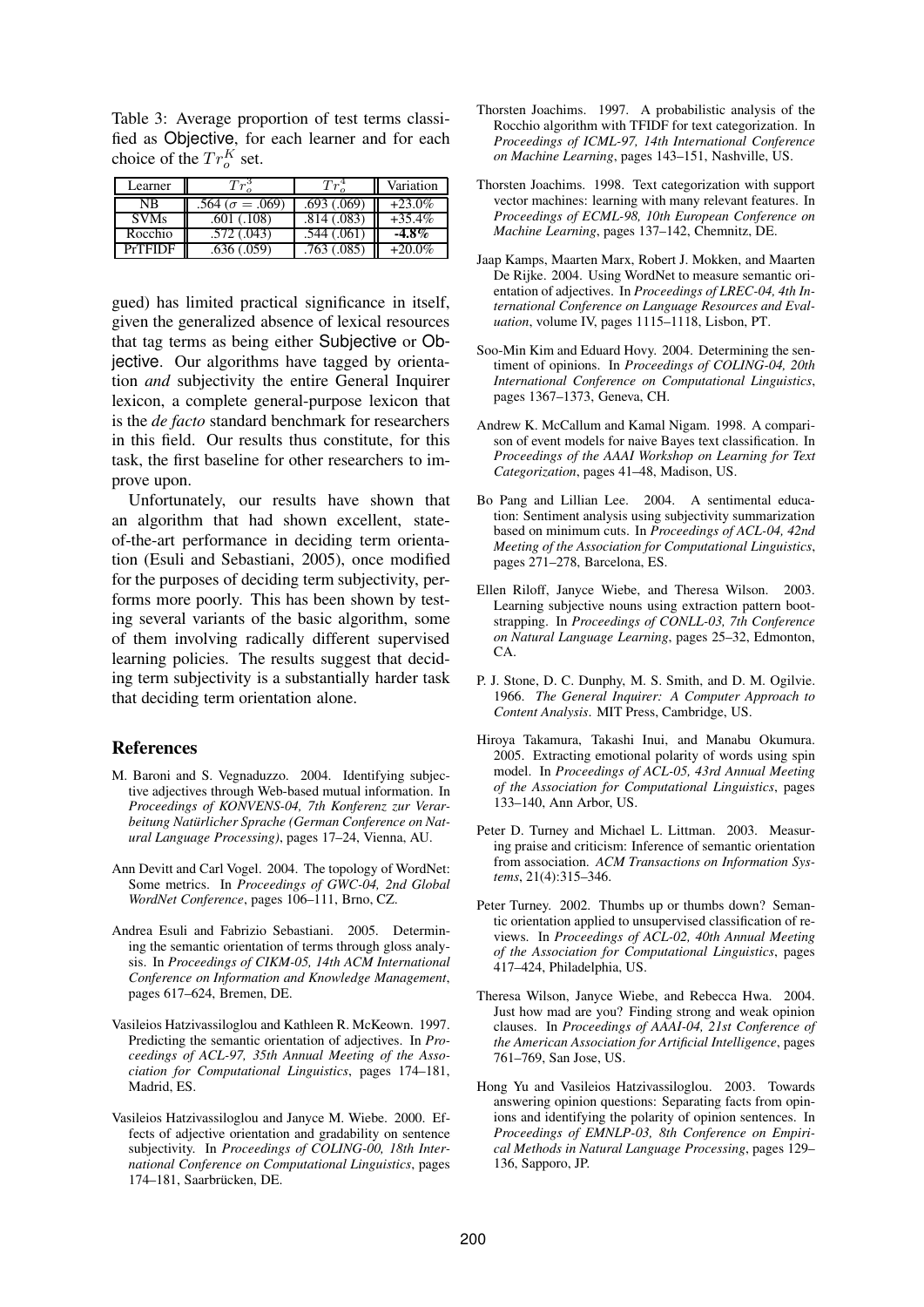Table 3: Average proportion of test terms classified as Objective, for each learner and for each choice of the $Tr_o^K$ set.

| Learner | $Tr_o^3$ | $Tr_o^4$ | Variation |
|---|---|---|---|
| NB | .564 ($\sigma = .069$) | .693 (.069) | +23.0% |
| SVMs | .601 (.108) | .814 (.083) | +35.4% |
| Rocchio | .572 (.043) | .544 (.061) | **-4.8%** |
| PrTFIDF | .636 (.059) | .763 (.085) | +20.0% |

gued) has limited practical significance in itself, given the generalized absence of lexical resources that tag terms as being either Subjective or Objective. Our algorithms have tagged by orientation *and* subjectivity the entire General Inquirer lexicon, a complete general-purpose lexicon that is the *de facto* standard benchmark for researchers in this field. Our results thus constitute, for this task, the first baseline for other researchers to improve upon.

Unfortunately, our results have shown that an algorithm that had shown excellent, state-of-the-art performance in deciding term orientation (Esuli and Sebastiani, 2005), once modified for the purposes of deciding term subjectivity, performs more poorly. This has been shown by testing several variants of the basic algorithm, some of them involving radically different supervised learning policies. The results suggest that deciding term subjectivity is a substantially harder task that deciding term orientation alone.

## References

M. Baroni and S. Vegnaduzzo. 2004. Identifying subjective adjectives through Web-based mutual information. In *Proceedings of KONVENS-04, 7th Konferenz zur Verarbeitung Natürlicher Sprache (German Conference on Natural Language Processing)*, pages 17–24, Vienna, AU.

Ann Devitt and Carl Vogel. 2004. The topology of WordNet: Some metrics. In *Proceedings of GWC-04, 2nd Global WordNet Conference*, pages 106–111, Brno, CZ.

Andrea Esuli and Fabrizio Sebastiani. 2005. Determining the semantic orientation of terms through gloss analysis. In *Proceedings of CIKM-05, 14th ACM International Conference on Information and Knowledge Management*, pages 617–624, Bremen, DE.

Vasileios Hatzivassiloglou and Kathleen R. McKeown. 1997. Predicting the semantic orientation of adjectives. In *Proceedings of ACL-97, 35th Annual Meeting of the Association for Computational Linguistics*, pages 174–181, Madrid, ES.

Vasileios Hatzivassiloglou and Janyce M. Wiebe. 2000. Effects of adjective orientation and gradability on sentence subjectivity. In *Proceedings of COLING-00, 18th International Conference on Computational Linguistics*, pages 174–181, Saarbrücken, DE.

Thorsten Joachims. 1997. A probabilistic analysis of the Rocchio algorithm with TFIDF for text categorization. In *Proceedings of ICML-97, 14th International Conference on Machine Learning*, pages 143–151, Nashville, US.

Thorsten Joachims. 1998. Text categorization with support vector machines: learning with many relevant features. In *Proceedings of ECML-98, 10th European Conference on Machine Learning*, pages 137–142, Chemnitz, DE.

Jaap Kamps, Maarten Marx, Robert J. Mokken, and Maarten De Rijke. 2004. Using WordNet to measure semantic orientation of adjectives. In *Proceedings of LREC-04, 4th International Conference on Language Resources and Evaluation*, volume IV, pages 1115–1118, Lisbon, PT.

Soo-Min Kim and Eduard Hovy. 2004. Determining the sentiment of opinions. In *Proceedings of COLING-04, 20th International Conference on Computational Linguistics*, pages 1367–1373, Geneva, CH.

Andrew K. McCallum and Kamal Nigam. 1998. A comparison of event models for naive Bayes text classification. In *Proceedings of the AAAI Workshop on Learning for Text Categorization*, pages 41–48, Madison, US.

Bo Pang and Lillian Lee. 2004. A sentimental education: Sentiment analysis using subjectivity summarization based on minimum cuts. In *Proceedings of ACL-04, 42nd Meeting of the Association for Computational Linguistics*, pages 271–278, Barcelona, ES.

Ellen Riloff, Janyce Wiebe, and Theresa Wilson. 2003. Learning subjective nouns using extraction pattern bootstrapping. In *Proceedings of CONLL-03, 7th Conference on Natural Language Learning*, pages 25–32, Edmonton, CA.

P. J. Stone, D. C. Dunphy, M. S. Smith, and D. M. Ogilvie. 1966. *The General Inquirer: A Computer Approach to Content Analysis*. MIT Press, Cambridge, US.

Hiroya Takamura, Takashi Inui, and Manabu Okumura. 2005. Extracting emotional polarity of words using spin model. In *Proceedings of ACL-05, 43rd Annual Meeting of the Association for Computational Linguistics*, pages 133–140, Ann Arbor, US.

Peter D. Turney and Michael L. Littman. 2003. Measuring praise and criticism: Inference of semantic orientation from association. *ACM Transactions on Information Systems*, 21(4):315–346.

Peter Turney. 2002. Thumbs up or thumbs down? Semantic orientation applied to unsupervised classification of reviews. In *Proceedings of ACL-02, 40th Annual Meeting of the Association for Computational Linguistics*, pages 417–424, Philadelphia, US.

Theresa Wilson, Janyce Wiebe, and Rebecca Hwa. 2004. Just how mad are you? Finding strong and weak opinion clauses. In *Proceedings of AAAI-04, 21st Conference of the American Association for Artificial Intelligence*, pages 761–769, San Jose, US.

Hong Yu and Vasileios Hatzivassiloglou. 2003. Towards answering opinion questions: Separating facts from opinions and identifying the polarity of opinion sentences. In *Proceedings of EMNLP-03, 8th Conference on Empirical Methods in Natural Language Processing*, pages 129–136, Sapporo, JP.